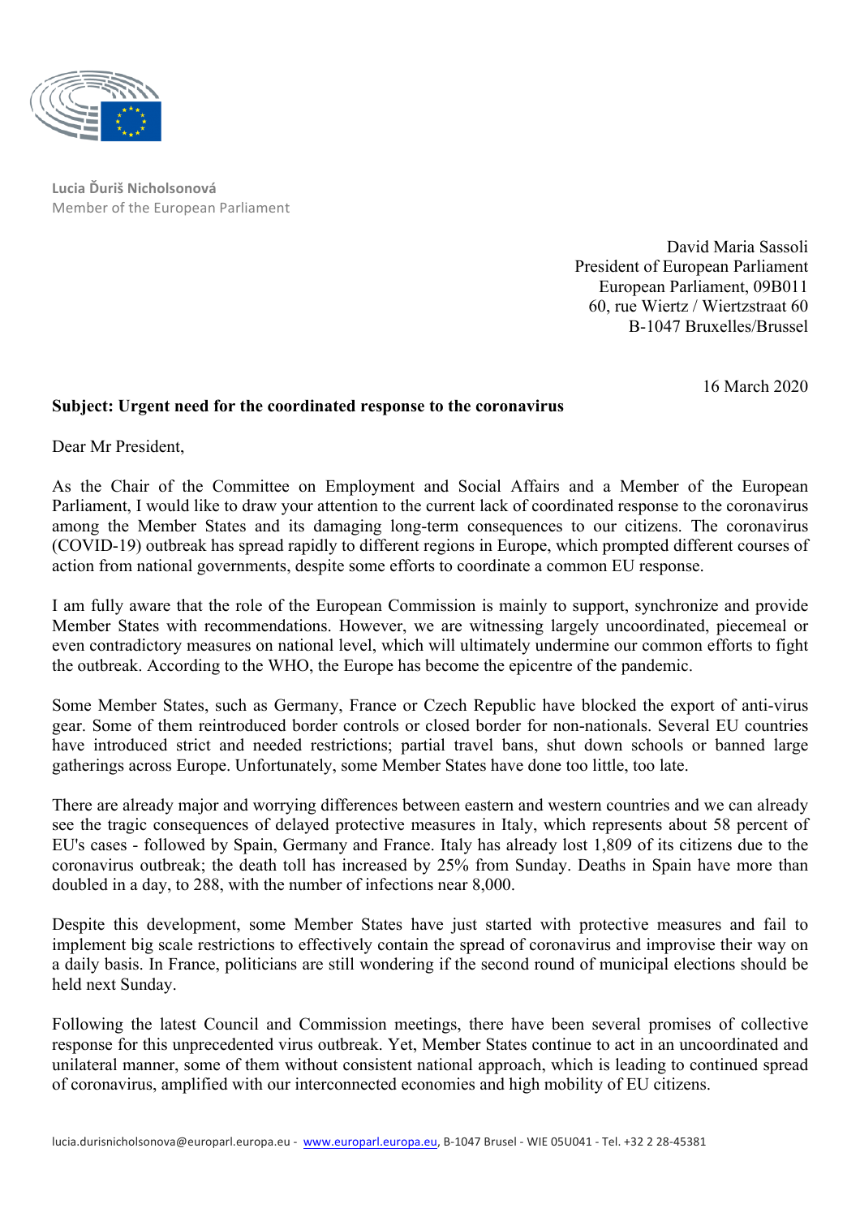**Lucia Ďuriš Nicholsonová**
Member of the European Parliament

David Maria Sassoli
President of European Parliament
European Parliament, 09B011
60, rue Wiertz / Wiertzstraat 60
B-1047 Bruxelles/Brussel

16 March 2020

**Subject: Urgent need for the coordinated response to the coronavirus**

Dear Mr President,

As the Chair of the Committee on Employment and Social Affairs and a Member of the European Parliament, I would like to draw your attention to the current lack of coordinated response to the coronavirus among the Member States and its damaging long-term consequences to our citizens. The coronavirus (COVID-19) outbreak has spread rapidly to different regions in Europe, which prompted different courses of action from national governments, despite some efforts to coordinate a common EU response.

I am fully aware that the role of the European Commission is mainly to support, synchronize and provide Member States with recommendations. However, we are witnessing largely uncoordinated, piecemeal or even contradictory measures on national level, which will ultimately undermine our common efforts to fight the outbreak. According to the WHO, the Europe has become the epicentre of the pandemic.

Some Member States, such as Germany, France or Czech Republic have blocked the export of anti-virus gear. Some of them reintroduced border controls or closed border for non-nationals. Several EU countries have introduced strict and needed restrictions; partial travel bans, shut down schools or banned large gatherings across Europe. Unfortunately, some Member States have done too little, too late.

There are already major and worrying differences between eastern and western countries and we can already see the tragic consequences of delayed protective measures in Italy, which represents about 58 percent of EU's cases - followed by Spain, Germany and France. Italy has already lost 1,809 of its citizens due to the coronavirus outbreak; the death toll has increased by 25% from Sunday. Deaths in Spain have more than doubled in a day, to 288, with the number of infections near 8,000.

Despite this development, some Member States have just started with protective measures and fail to implement big scale restrictions to effectively contain the spread of coronavirus and improvise their way on a daily basis. In France, politicians are still wondering if the second round of municipal elections should be held next Sunday.

Following the latest Council and Commission meetings, there have been several promises of collective response for this unprecedented virus outbreak. Yet, Member States continue to act in an uncoordinated and unilateral manner, some of them without consistent national approach, which is leading to continued spread of coronavirus, amplified with our interconnected economies and high mobility of EU citizens.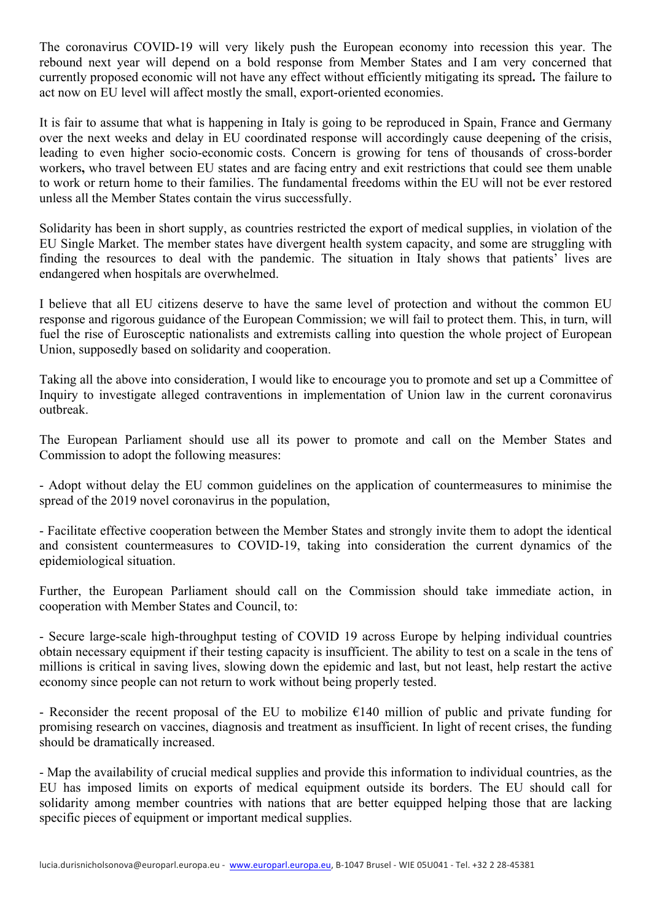The coronavirus COVID-19 will very likely push the European economy into recession this year. The rebound next year will depend on a bold response from Member States and I am very concerned that currently proposed economic will not have any effect without efficiently mitigating its spread**.** The failure to act now on EU level will affect mostly the small, export-oriented economies.

It is fair to assume that what is happening in Italy is going to be reproduced in Spain, France and Germany over the next weeks and delay in EU coordinated response will accordingly cause deepening of the crisis, leading to even higher socio-economic costs. Concern is growing for tens of thousands of cross-border workers**,** who travel between EU states and are facing entry and exit restrictions that could see them unable to work or return home to their families. The fundamental freedoms within the EU will not be ever restored unless all the Member States contain the virus successfully.

Solidarity has been in short supply, as countries restricted the export of medical supplies, in violation of the EU Single Market. The member states have divergent health system capacity, and some are struggling with finding the resources to deal with the pandemic. The situation in Italy shows that patients' lives are endangered when hospitals are overwhelmed.

I believe that all EU citizens deserve to have the same level of protection and without the common EU response and rigorous guidance of the European Commission; we will fail to protect them. This, in turn, will fuel the rise of Eurosceptic nationalists and extremists calling into question the whole project of European Union, supposedly based on solidarity and cooperation.

Taking all the above into consideration, I would like to encourage you to promote and set up a Committee of Inquiry to investigate alleged contraventions in implementation of Union law in the current coronavirus outbreak.

The European Parliament should use all its power to promote and call on the Member States and Commission to adopt the following measures:

- Adopt without delay the EU common guidelines on the application of countermeasures to minimise the spread of the 2019 novel coronavirus in the population,

- Facilitate effective cooperation between the Member States and strongly invite them to adopt the identical and consistent countermeasures to COVID-19, taking into consideration the current dynamics of the epidemiological situation.

Further, the European Parliament should call on the Commission should take immediate action, in cooperation with Member States and Council, to:

- Secure large-scale high-throughput testing of COVID 19 across Europe by helping individual countries obtain necessary equipment if their testing capacity is insufficient. The ability to test on a scale in the tens of millions is critical in saving lives, slowing down the epidemic and last, but not least, help restart the active economy since people can not return to work without being properly tested.

- Reconsider the recent proposal of the EU to mobilize €140 million of public and private funding for promising research on vaccines, diagnosis and treatment as insufficient. In light of recent crises, the funding should be dramatically increased.

- Map the availability of crucial medical supplies and provide this information to individual countries, as the EU has imposed limits on exports of medical equipment outside its borders. The EU should call for solidarity among member countries with nations that are better equipped helping those that are lacking specific pieces of equipment or important medical supplies.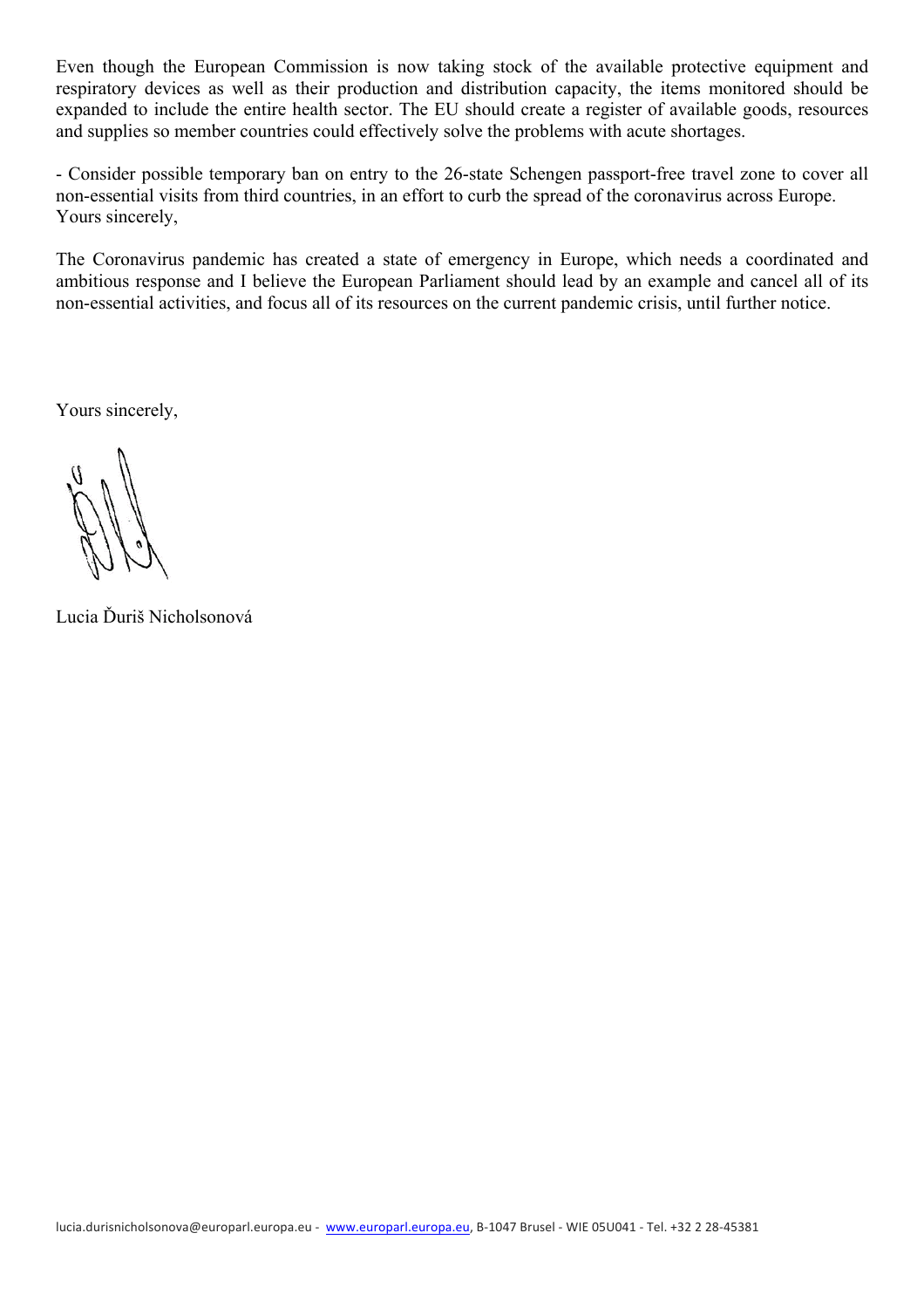Even though the European Commission is now taking stock of the available protective equipment and respiratory devices as well as their production and distribution capacity, the items monitored should be expanded to include the entire health sector. The EU should create a register of available goods, resources and supplies so member countries could effectively solve the problems with acute shortages.

- Consider possible temporary ban on entry to the 26-state Schengen passport-free travel zone to cover all non-essential visits from third countries, in an effort to curb the spread of the coronavirus across Europe.

Yours sincerely,

The Coronavirus pandemic has created a state of emergency in Europe, which needs a coordinated and ambitious response and I believe the European Parliament should lead by an example and cancel all of its non-essential activities, and focus all of its resources on the current pandemic crisis, until further notice.

Yours sincerely,

Lucia Ďuriš Nicholsonová

lucia.durisnicholsonova@europarl.europa.eu - www.europarl.europa.eu, B-1047 Brusel - WIE 05U041 - Tel. +32 2 28-45381